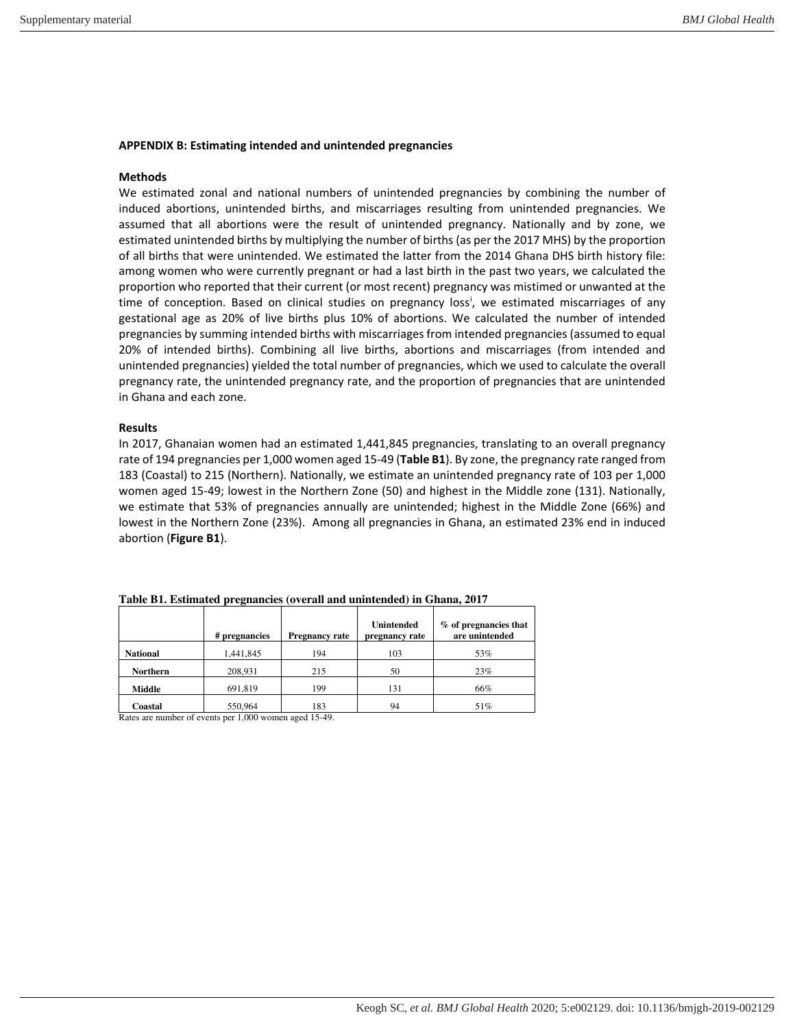## APPENDIX B: Estimating intended and unintended pregnancies

### Methods

We estimated zonal and national numbers of unintended pregnancies by combining the number of induced abortions, unintended births, and miscarriages resulting from unintended pregnancies. We assumed that all abortions were the result of unintended pregnancy. Nationally and by zone, we estimated unintended births by multiplying the number of births (as per the 2017 MHS) by the proportion of all births that were unintended. We estimated the latter from the 2014 Ghana DHS birth history file: among women who were currently pregnant or had a last birth in the past two years, we calculated the proportion who reported that their current (or most recent) pregnancy was mistimed or unwanted at the time of conception. Based on clinical studies on pregnancy loss[i], we estimated miscarriages of any gestational age as 20% of live births plus 10% of abortions. We calculated the number of intended pregnancies by summing intended births with miscarriages from intended pregnancies (assumed to equal 20% of intended births). Combining all live births, abortions and miscarriages (from intended and unintended pregnancies) yielded the total number of pregnancies, which we used to calculate the overall pregnancy rate, the unintended pregnancy rate, and the proportion of pregnancies that are unintended in Ghana and each zone.

### Results

In 2017, Ghanaian women had an estimated 1,441,845 pregnancies, translating to an overall pregnancy rate of 194 pregnancies per 1,000 women aged 15-49 (**Table B1**). By zone, the pregnancy rate ranged from 183 (Coastal) to 215 (Northern). Nationally, we estimate an unintended pregnancy rate of 103 per 1,000 women aged 15-49; lowest in the Northern Zone (50) and highest in the Middle zone (131). Nationally, we estimate that 53% of pregnancies annually are unintended; highest in the Middle Zone (66%) and lowest in the Northern Zone (23%). Among all pregnancies in Ghana, an estimated 23% end in induced abortion (**Figure B1**).

**Table B1. Estimated pregnancies (overall and unintended) in Ghana, 2017**

| | # pregnancies | Pregnancy rate | Unintended pregnancy rate | % of pregnancies that are unintended |
|---|---|---|---|---|
| **National** | 1,441,845 | 194 | 103 | 53% |
| **Northern** | 208,931 | 215 | 50 | 23% |
| **Middle** | 691,819 | 199 | 131 | 66% |
| **Coastal** | 550,964 | 183 | 94 | 51% |

Rates are number of events per 1,000 women aged 15-49.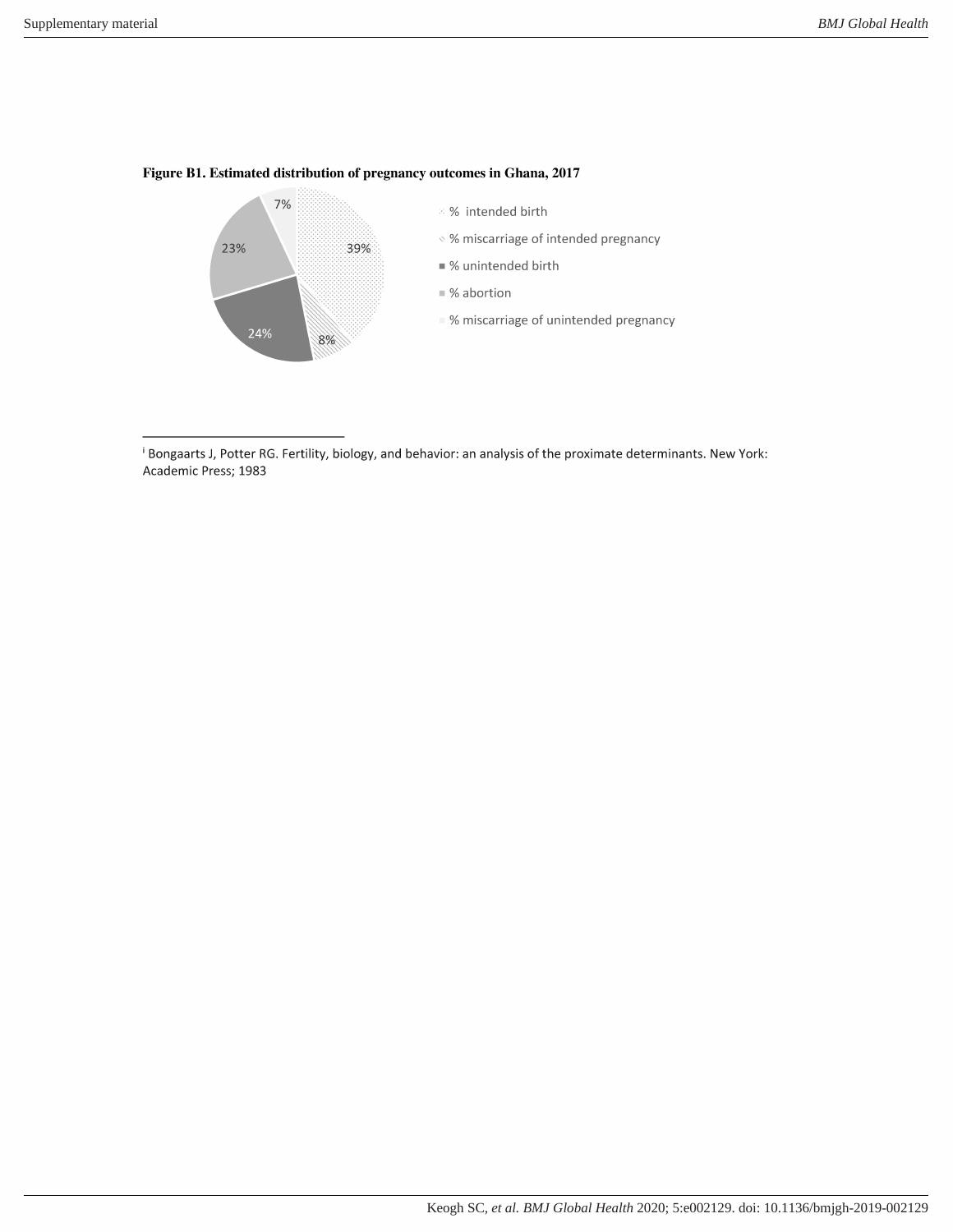**Figure B1. Estimated distribution of pregnancy outcomes in Ghana, 2017**

7%

23%

39%

24%

8%

% intended birth

% miscarriage of intended pregnancy

% unintended birth

% abortion

% miscarriage of unintended pregnancy

---

[i] Bongaarts J, Potter RG. Fertility, biology, and behavior: an analysis of the proximate determinants. New York: Academic Press; 1983